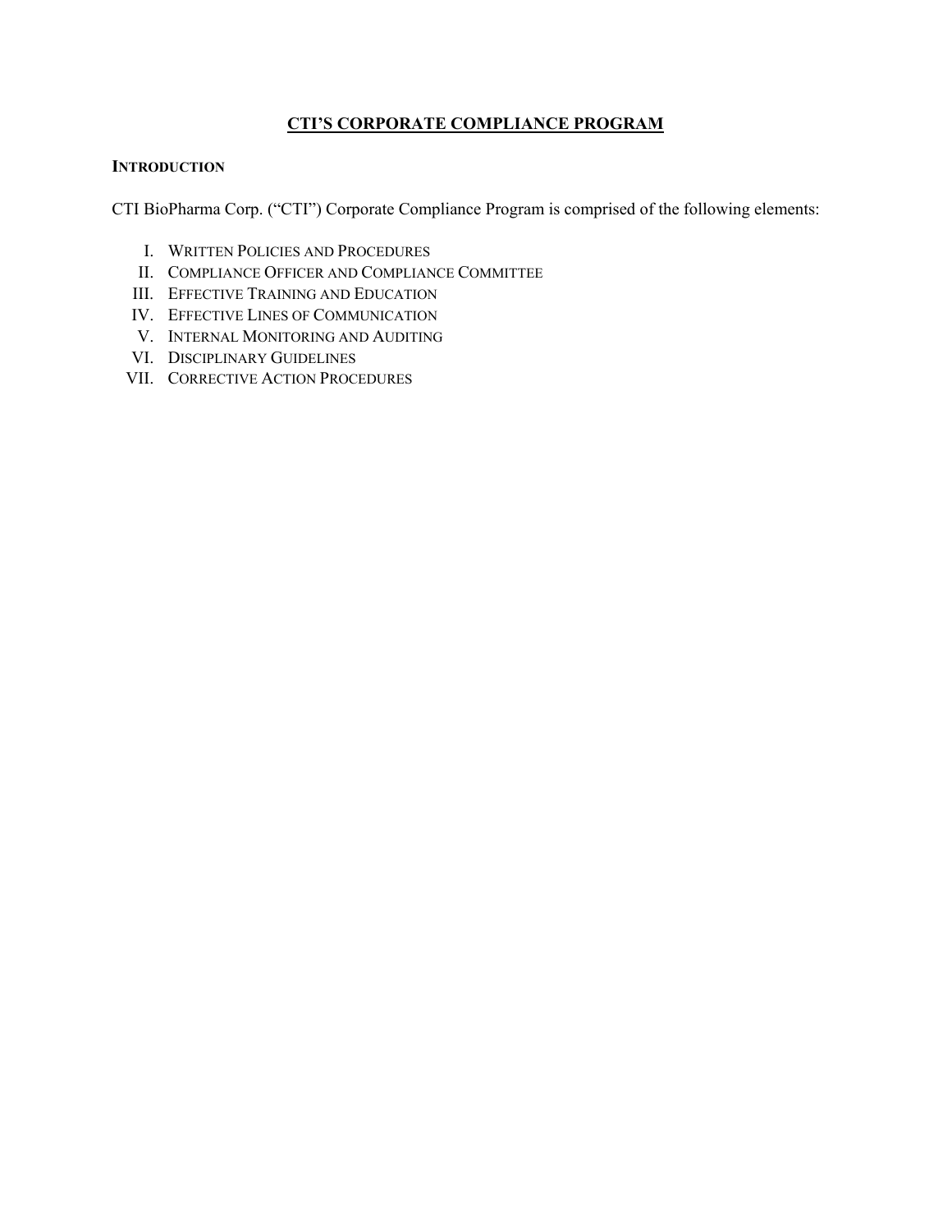# CTI'S CORPORATE COMPLIANCE PROGRAM

## INTRODUCTION

CTI BioPharma Corp. ("CTI") Corporate Compliance Program is comprised of the following elements:

I. WRITTEN POLICIES AND PROCEDURES
II. COMPLIANCE OFFICER AND COMPLIANCE COMMITTEE
III. EFFECTIVE TRAINING AND EDUCATION
IV. EFFECTIVE LINES OF COMMUNICATION
V. INTERNAL MONITORING AND AUDITING
VI. DISCIPLINARY GUIDELINES
VII. CORRECTIVE ACTION PROCEDURES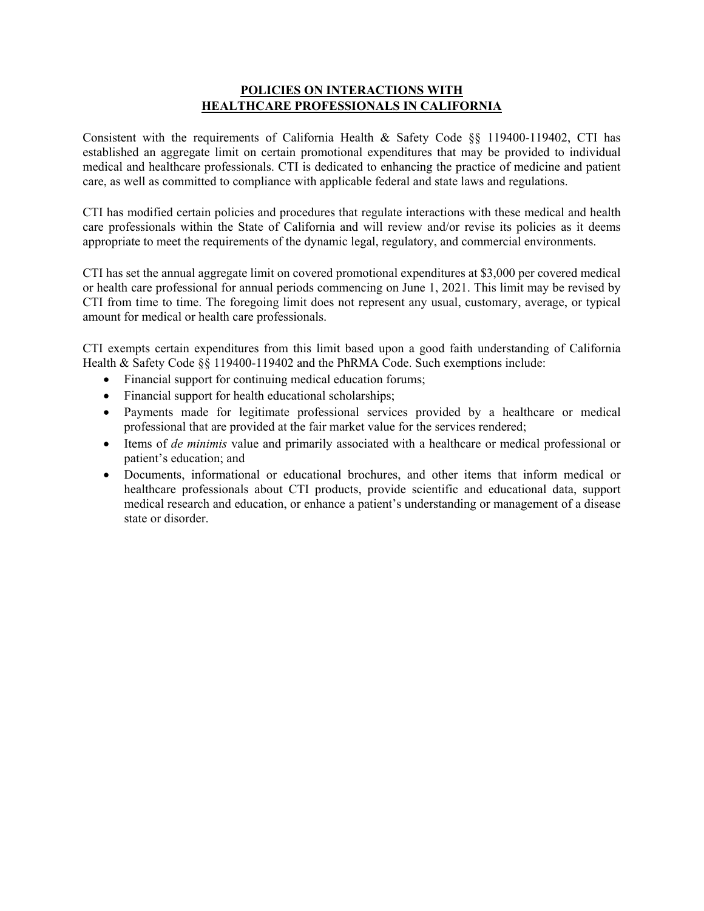## POLICIES ON INTERACTIONS WITH HEALTHCARE PROFESSIONALS IN CALIFORNIA

Consistent with the requirements of California Health & Safety Code §§ 119400-119402, CTI has established an aggregate limit on certain promotional expenditures that may be provided to individual medical and healthcare professionals. CTI is dedicated to enhancing the practice of medicine and patient care, as well as committed to compliance with applicable federal and state laws and regulations.

CTI has modified certain policies and procedures that regulate interactions with these medical and health care professionals within the State of California and will review and/or revise its policies as it deems appropriate to meet the requirements of the dynamic legal, regulatory, and commercial environments.

CTI has set the annual aggregate limit on covered promotional expenditures at $3,000 per covered medical or health care professional for annual periods commencing on June 1, 2021. This limit may be revised by CTI from time to time. The foregoing limit does not represent any usual, customary, average, or typical amount for medical or health care professionals.

CTI exempts certain expenditures from this limit based upon a good faith understanding of California Health & Safety Code §§ 119400-119402 and the PhRMA Code. Such exemptions include:

- Financial support for continuing medical education forums;
- Financial support for health educational scholarships;
- Payments made for legitimate professional services provided by a healthcare or medical professional that are provided at the fair market value for the services rendered;
- Items of *de minimis* value and primarily associated with a healthcare or medical professional or patient's education; and
- Documents, informational or educational brochures, and other items that inform medical or healthcare professionals about CTI products, provide scientific and educational data, support medical research and education, or enhance a patient's understanding or management of a disease state or disorder.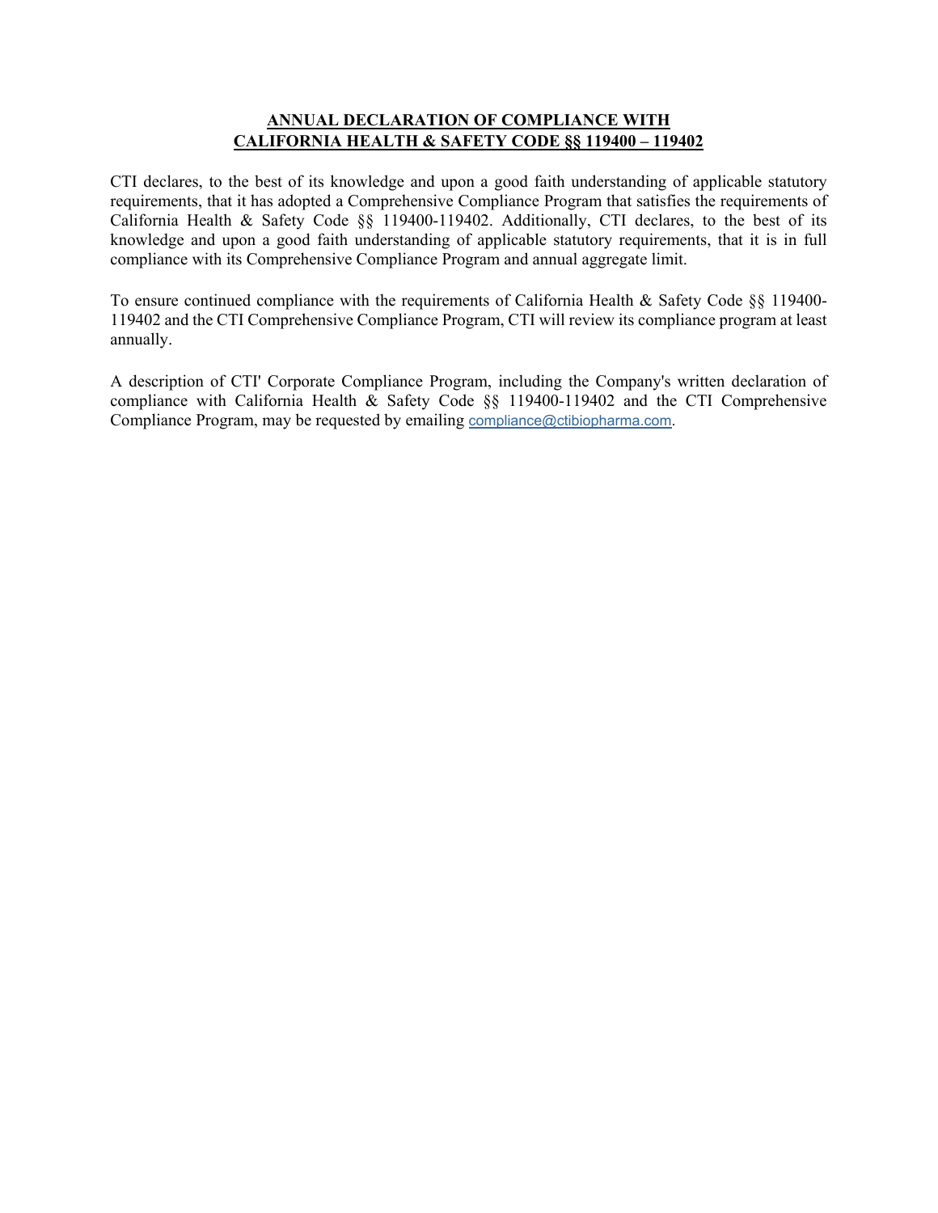## ANNUAL DECLARATION OF COMPLIANCE WITH CALIFORNIA HEALTH & SAFETY CODE §§ 119400 – 119402

CTI declares, to the best of its knowledge and upon a good faith understanding of applicable statutory requirements, that it has adopted a Comprehensive Compliance Program that satisfies the requirements of California Health & Safety Code §§ 119400-119402. Additionally, CTI declares, to the best of its knowledge and upon a good faith understanding of applicable statutory requirements, that it is in full compliance with its Comprehensive Compliance Program and annual aggregate limit.

To ensure continued compliance with the requirements of California Health & Safety Code §§ 119400-119402 and the CTI Comprehensive Compliance Program, CTI will review its compliance program at least annually.

A description of CTI' Corporate Compliance Program, including the Company's written declaration of compliance with California Health & Safety Code §§ 119400-119402 and the CTI Comprehensive Compliance Program, may be requested by emailing compliance@ctibiopharma.com.